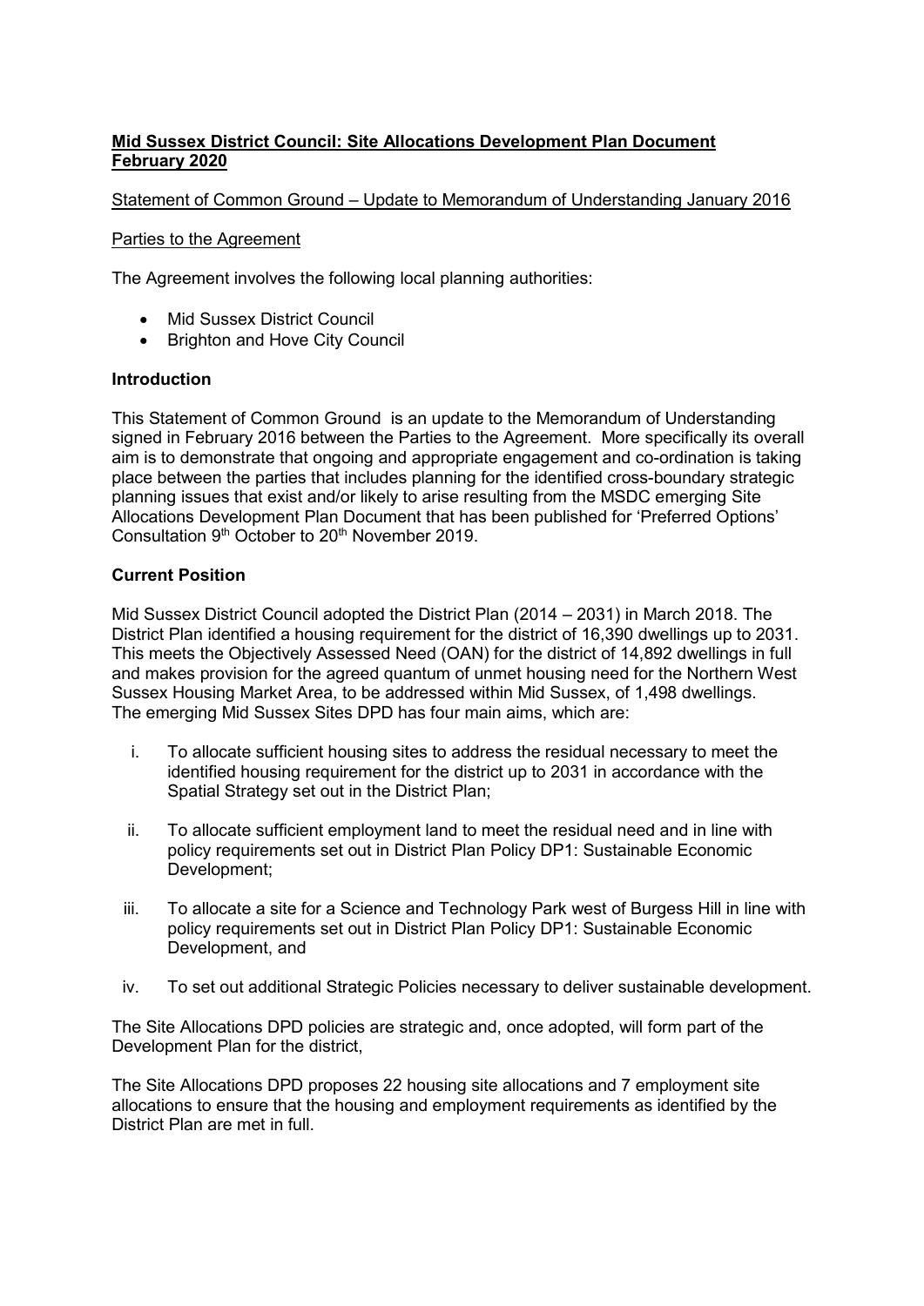**Mid Sussex District Council: Site Allocations Development Plan Document February 2020**

Statement of Common Ground – Update to Memorandum of Understanding January 2016

Parties to the Agreement

The Agreement involves the following local planning authorities:

- Mid Sussex District Council
- Brighton and Hove City Council

**Introduction**

This Statement of Common Ground is an update to the Memorandum of Understanding signed in February 2016 between the Parties to the Agreement. More specifically its overall aim is to demonstrate that ongoing and appropriate engagement and co-ordination is taking place between the parties that includes planning for the identified cross-boundary strategic planning issues that exist and/or likely to arise resulting from the MSDC emerging Site Allocations Development Plan Document that has been published for 'Preferred Options' Consultation 9th October to 20th November 2019.

**Current Position**

Mid Sussex District Council adopted the District Plan (2014 – 2031) in March 2018. The District Plan identified a housing requirement for the district of 16,390 dwellings up to 2031. This meets the Objectively Assessed Need (OAN) for the district of 14,892 dwellings in full and makes provision for the agreed quantum of unmet housing need for the Northern West Sussex Housing Market Area, to be addressed within Mid Sussex, of 1,498 dwellings. The emerging Mid Sussex Sites DPD has four main aims, which are:

i. To allocate sufficient housing sites to address the residual necessary to meet the identified housing requirement for the district up to 2031 in accordance with the Spatial Strategy set out in the District Plan;

ii. To allocate sufficient employment land to meet the residual need and in line with policy requirements set out in District Plan Policy DP1: Sustainable Economic Development;

iii. To allocate a site for a Science and Technology Park west of Burgess Hill in line with policy requirements set out in District Plan Policy DP1: Sustainable Economic Development, and

iv. To set out additional Strategic Policies necessary to deliver sustainable development.

The Site Allocations DPD policies are strategic and, once adopted, will form part of the Development Plan for the district,

The Site Allocations DPD proposes 22 housing site allocations and 7 employment site allocations to ensure that the housing and employment requirements as identified by the District Plan are met in full.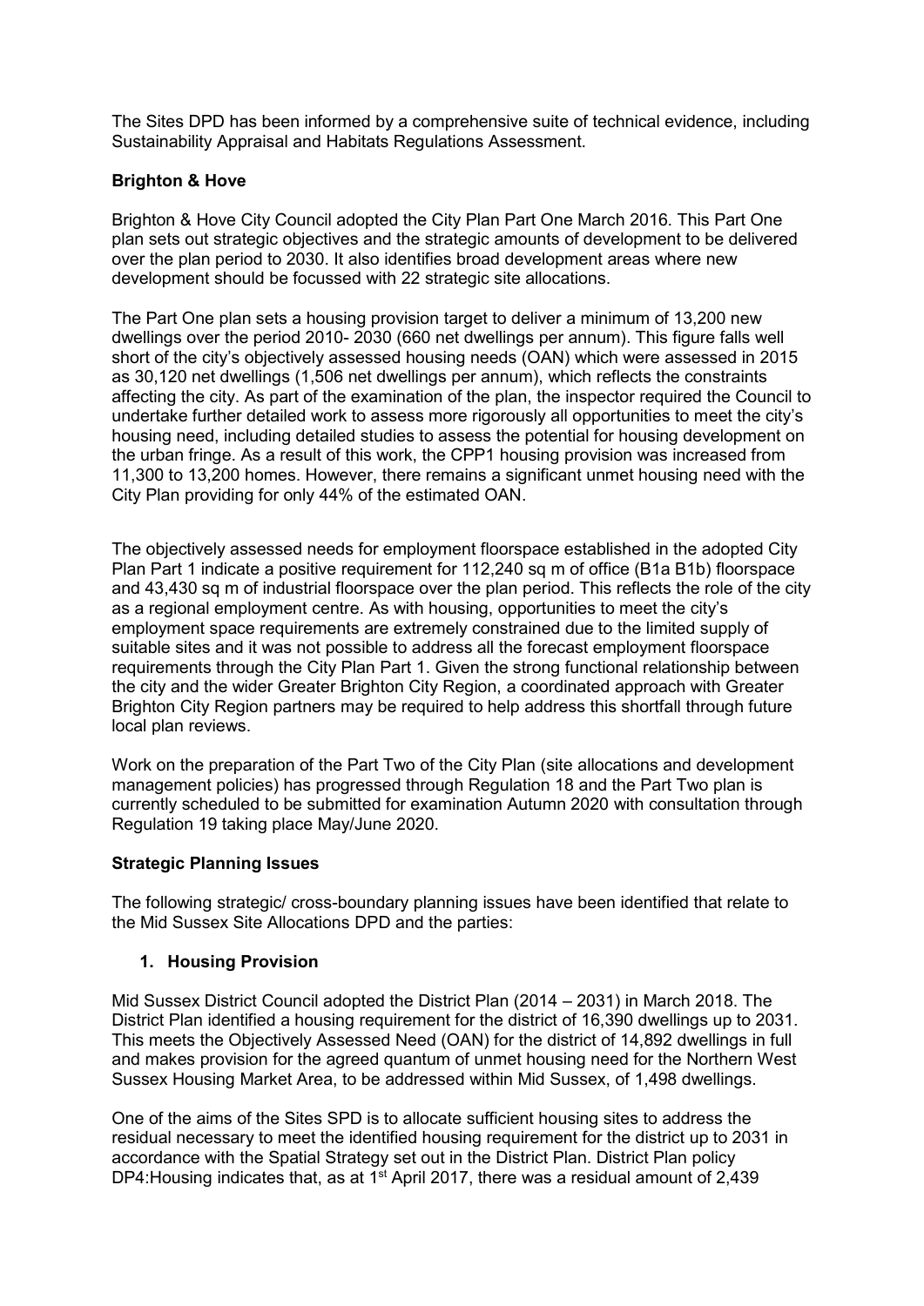The Sites DPD has been informed by a comprehensive suite of technical evidence, including Sustainability Appraisal and Habitats Regulations Assessment.

**Brighton & Hove**

Brighton & Hove City Council adopted the City Plan Part One March 2016. This Part One plan sets out strategic objectives and the strategic amounts of development to be delivered over the plan period to 2030. It also identifies broad development areas where new development should be focussed with 22 strategic site allocations.

The Part One plan sets a housing provision target to deliver a minimum of 13,200 new dwellings over the period 2010- 2030 (660 net dwellings per annum). This figure falls well short of the city's objectively assessed housing needs (OAN) which were assessed in 2015 as 30,120 net dwellings (1,506 net dwellings per annum), which reflects the constraints affecting the city. As part of the examination of the plan, the inspector required the Council to undertake further detailed work to assess more rigorously all opportunities to meet the city's housing need, including detailed studies to assess the potential for housing development on the urban fringe. As a result of this work, the CPP1 housing provision was increased from 11,300 to 13,200 homes. However, there remains a significant unmet housing need with the City Plan providing for only 44% of the estimated OAN.

The objectively assessed needs for employment floorspace established in the adopted City Plan Part 1 indicate a positive requirement for 112,240 sq m of office (B1a B1b) floorspace and 43,430 sq m of industrial floorspace over the plan period. This reflects the role of the city as a regional employment centre. As with housing, opportunities to meet the city's employment space requirements are extremely constrained due to the limited supply of suitable sites and it was not possible to address all the forecast employment floorspace requirements through the City Plan Part 1. Given the strong functional relationship between the city and the wider Greater Brighton City Region, a coordinated approach with Greater Brighton City Region partners may be required to help address this shortfall through future local plan reviews.

Work on the preparation of the Part Two of the City Plan (site allocations and development management policies) has progressed through Regulation 18 and the Part Two plan is currently scheduled to be submitted for examination Autumn 2020 with consultation through Regulation 19 taking place May/June 2020.

**Strategic Planning Issues**

The following strategic/ cross-boundary planning issues have been identified that relate to the Mid Sussex Site Allocations DPD and the parties:

1. **Housing Provision**

Mid Sussex District Council adopted the District Plan (2014 – 2031) in March 2018. The District Plan identified a housing requirement for the district of 16,390 dwellings up to 2031. This meets the Objectively Assessed Need (OAN) for the district of 14,892 dwellings in full and makes provision for the agreed quantum of unmet housing need for the Northern West Sussex Housing Market Area, to be addressed within Mid Sussex, of 1,498 dwellings.

One of the aims of the Sites SPD is to allocate sufficient housing sites to address the residual necessary to meet the identified housing requirement for the district up to 2031 in accordance with the Spatial Strategy set out in the District Plan. District Plan policy DP4:Housing indicates that, as at 1st April 2017, there was a residual amount of 2,439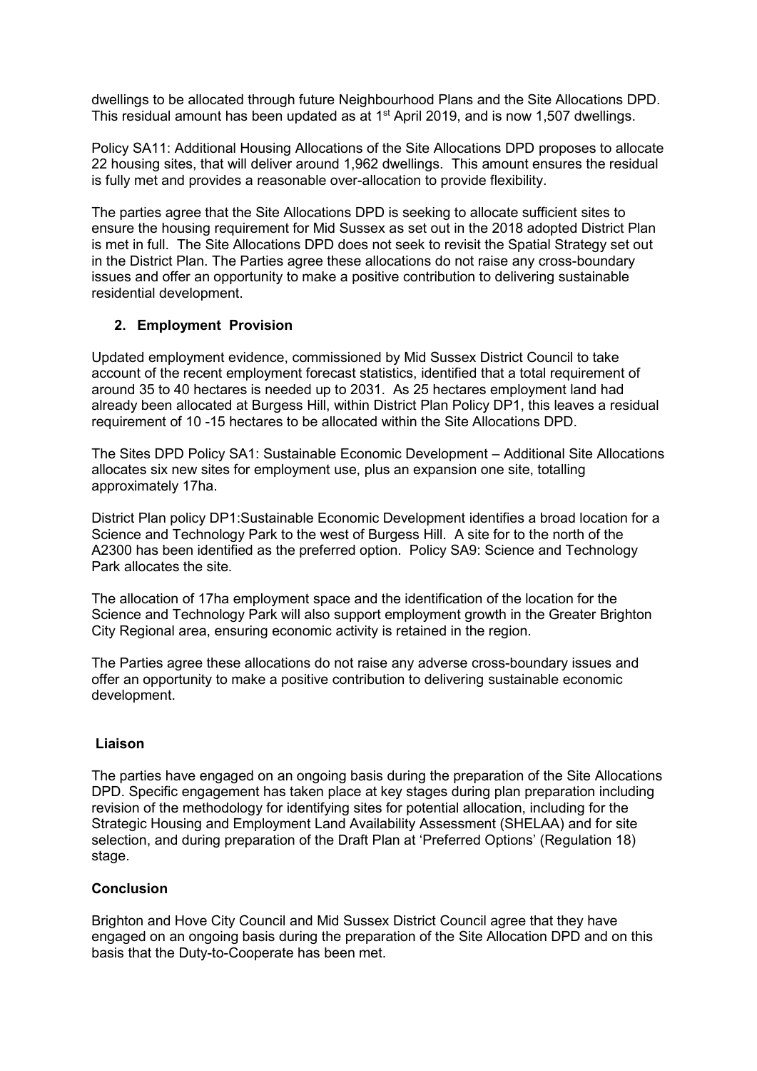dwellings to be allocated through future Neighbourhood Plans and the Site Allocations DPD. This residual amount has been updated as at 1st April 2019, and is now 1,507 dwellings.

Policy SA11: Additional Housing Allocations of the Site Allocations DPD proposes to allocate 22 housing sites, that will deliver around 1,962 dwellings. This amount ensures the residual is fully met and provides a reasonable over-allocation to provide flexibility.

The parties agree that the Site Allocations DPD is seeking to allocate sufficient sites to ensure the housing requirement for Mid Sussex as set out in the 2018 adopted District Plan is met in full. The Site Allocations DPD does not seek to revisit the Spatial Strategy set out in the District Plan. The Parties agree these allocations do not raise any cross-boundary issues and offer an opportunity to make a positive contribution to delivering sustainable residential development.

### 2. Employment Provision

Updated employment evidence, commissioned by Mid Sussex District Council to take account of the recent employment forecast statistics, identified that a total requirement of around 35 to 40 hectares is needed up to 2031. As 25 hectares employment land had already been allocated at Burgess Hill, within District Plan Policy DP1, this leaves a residual requirement of 10 -15 hectares to be allocated within the Site Allocations DPD.

The Sites DPD Policy SA1: Sustainable Economic Development – Additional Site Allocations allocates six new sites for employment use, plus an expansion one site, totalling approximately 17ha.

District Plan policy DP1:Sustainable Economic Development identifies a broad location for a Science and Technology Park to the west of Burgess Hill. A site for to the north of the A2300 has been identified as the preferred option. Policy SA9: Science and Technology Park allocates the site.

The allocation of 17ha employment space and the identification of the location for the Science and Technology Park will also support employment growth in the Greater Brighton City Regional area, ensuring economic activity is retained in the region.

The Parties agree these allocations do not raise any adverse cross-boundary issues and offer an opportunity to make a positive contribution to delivering sustainable economic development.

### Liaison

The parties have engaged on an ongoing basis during the preparation of the Site Allocations DPD. Specific engagement has taken place at key stages during plan preparation including revision of the methodology for identifying sites for potential allocation, including for the Strategic Housing and Employment Land Availability Assessment (SHELAA) and for site selection, and during preparation of the Draft Plan at 'Preferred Options' (Regulation 18) stage.

### Conclusion

Brighton and Hove City Council and Mid Sussex District Council agree that they have engaged on an ongoing basis during the preparation of the Site Allocation DPD and on this basis that the Duty-to-Cooperate has been met.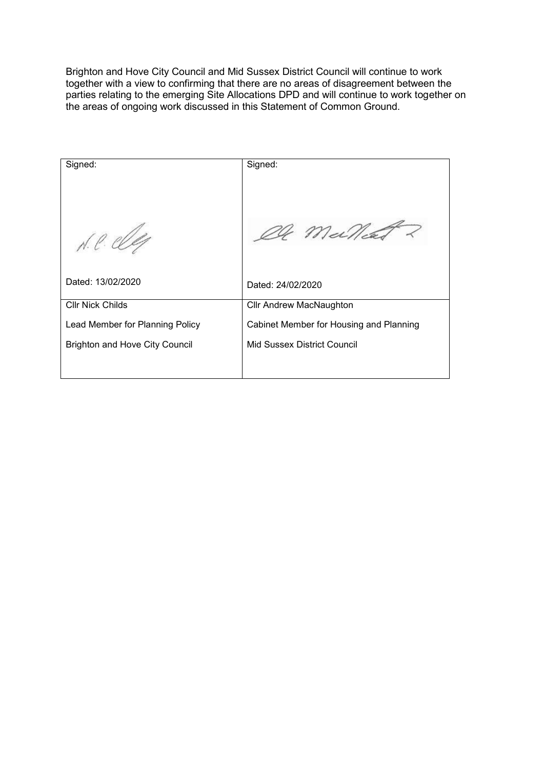Brighton and Hove City Council and Mid Sussex District Council will continue to work together with a view to confirming that there are no areas of disagreement between the parties relating to the emerging Site Allocations DPD and will continue to work together on the areas of ongoing work discussed in this Statement of Common Ground.

| | |
|---|---|
| Signed: | Signed: |
| Dated: 13/02/2020 | Dated: 24/02/2020 |
| Cllr Nick Childs<br><br>Lead Member for Planning Policy<br><br>Brighton and Hove City Council | Cllr Andrew MacNaughton<br><br>Cabinet Member for Housing and Planning<br><br>Mid Sussex District Council |